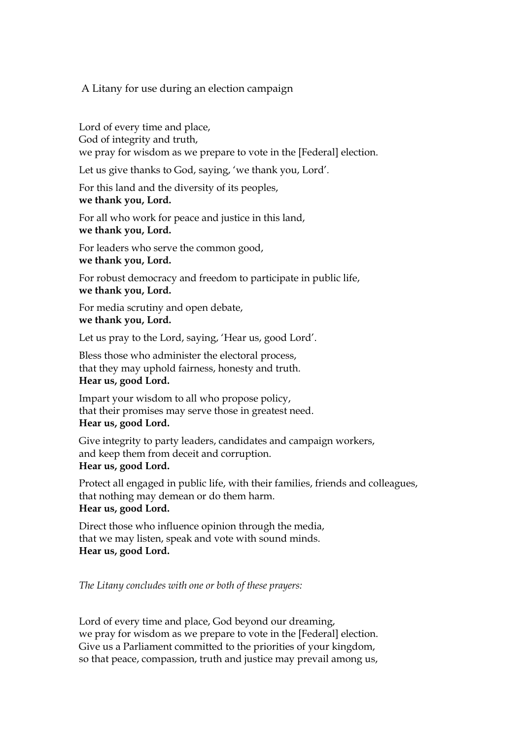A Litany for use during an election campaign

Lord of every time and place,
God of integrity and truth,
we pray for wisdom as we prepare to vote in the [Federal] election.

Let us give thanks to God, saying, 'we thank you, Lord'.

For this land and the diversity of its peoples,
**we thank you, Lord.**

For all who work for peace and justice in this land,
**we thank you, Lord.**

For leaders who serve the common good,
**we thank you, Lord.**

For robust democracy and freedom to participate in public life,
**we thank you, Lord.**

For media scrutiny and open debate,
**we thank you, Lord.**

Let us pray to the Lord, saying, 'Hear us, good Lord'.

Bless those who administer the electoral process,
that they may uphold fairness, honesty and truth.
**Hear us, good Lord.**

Impart your wisdom to all who propose policy,
that their promises may serve those in greatest need.
**Hear us, good Lord.**

Give integrity to party leaders, candidates and campaign workers,
and keep them from deceit and corruption.
**Hear us, good Lord.**

Protect all engaged in public life, with their families, friends and colleagues,
that nothing may demean or do them harm.
**Hear us, good Lord.**

Direct those who influence opinion through the media,
that we may listen, speak and vote with sound minds.
**Hear us, good Lord.**

*The Litany concludes with one or both of these prayers:*

Lord of every time and place, God beyond our dreaming,
we pray for wisdom as we prepare to vote in the [Federal] election.
Give us a Parliament committed to the priorities of your kingdom,
so that peace, compassion, truth and justice may prevail among us,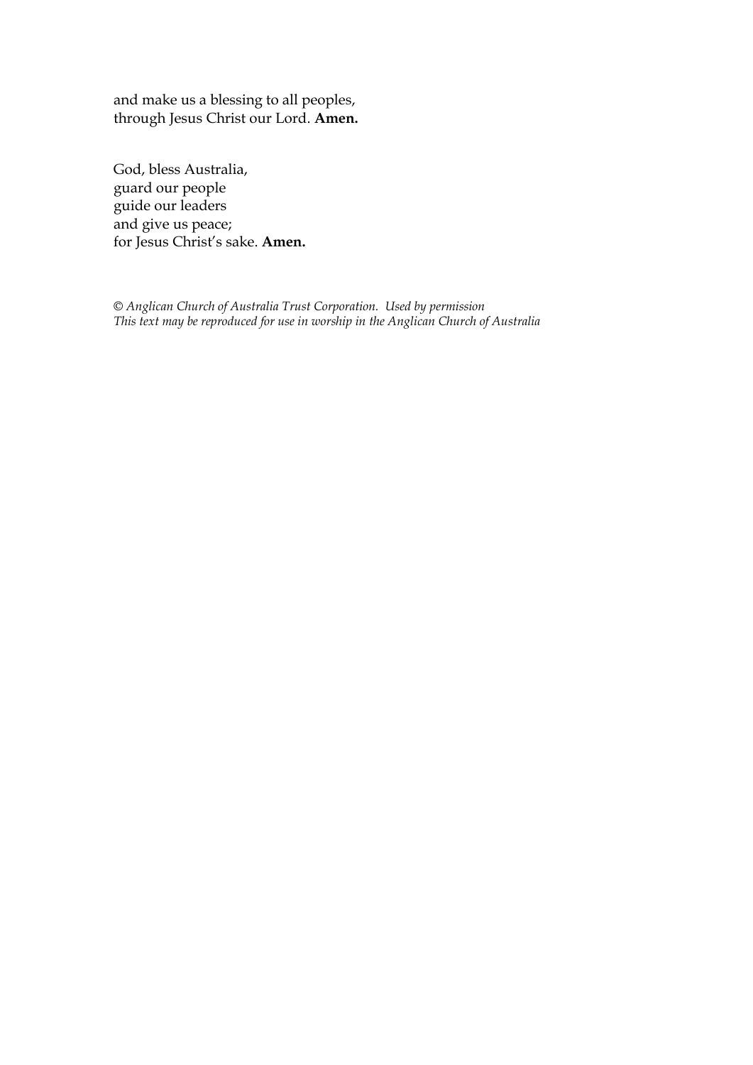and make us a blessing to all peoples,  
through Jesus Christ our Lord. **Amen.**

God, bless Australia,  
guard our people  
guide our leaders  
and give us peace;  
for Jesus Christ's sake. **Amen.**

*© Anglican Church of Australia Trust Corporation. Used by permission*  
*This text may be reproduced for use in worship in the Anglican Church of Australia*